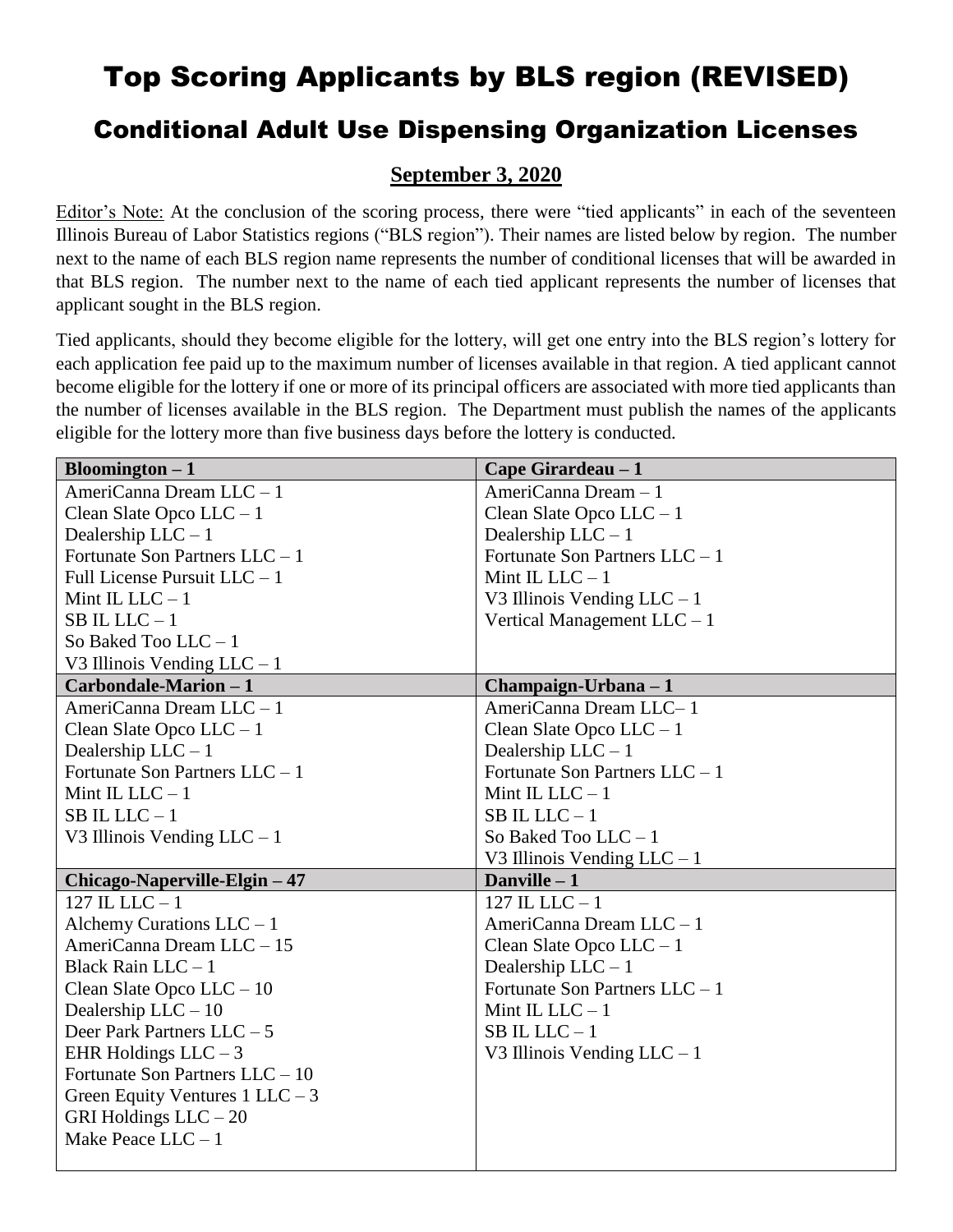# Top Scoring Applicants by BLS region (REVISED)

## Conditional Adult Use Dispensing Organization Licenses

### September 3, 2020

Editor's Note: At the conclusion of the scoring process, there were "tied applicants" in each of the seventeen Illinois Bureau of Labor Statistics regions ("BLS region"). Their names are listed below by region. The number next to the name of each BLS region name represents the number of conditional licenses that will be awarded in that BLS region. The number next to the name of each tied applicant represents the number of licenses that applicant sought in the BLS region.

Tied applicants, should they become eligible for the lottery, will get one entry into the BLS region's lottery for each application fee paid up to the maximum number of licenses available in that region. A tied applicant cannot become eligible for the lottery if one or more of its principal officers are associated with more tied applicants than the number of licenses available in the BLS region. The Department must publish the names of the applicants eligible for the lottery more than five business days before the lottery is conducted.

| **Bloomington – 1** | **Cape Girardeau – 1** |
|---|---|
| AmeriCanna Dream LLC – 1<br>Clean Slate Opco LLC – 1<br>Dealership LLC – 1<br>Fortunate Son Partners LLC – 1<br>Full License Pursuit LLC – 1<br>Mint IL LLC – 1<br>SB IL LLC – 1<br>So Baked Too LLC – 1<br>V3 Illinois Vending LLC – 1 | AmeriCanna Dream – 1<br>Clean Slate Opco LLC – 1<br>Dealership LLC – 1<br>Fortunate Son Partners LLC – 1<br>Mint IL LLC – 1<br>V3 Illinois Vending LLC – 1<br>Vertical Management LLC – 1 |
| **Carbondale-Marion – 1** | **Champaign-Urbana – 1** |
| AmeriCanna Dream LLC – 1<br>Clean Slate Opco LLC – 1<br>Dealership LLC – 1<br>Fortunate Son Partners LLC – 1<br>Mint IL LLC – 1<br>SB IL LLC – 1<br>V3 Illinois Vending LLC – 1 | AmeriCanna Dream LLC– 1<br>Clean Slate Opco LLC – 1<br>Dealership LLC – 1<br>Fortunate Son Partners LLC – 1<br>Mint IL LLC – 1<br>SB IL LLC – 1<br>So Baked Too LLC – 1<br>V3 Illinois Vending LLC – 1 |
| **Chicago-Naperville-Elgin – 47** | **Danville – 1** |
| 127 IL LLC – 1<br>Alchemy Curations LLC – 1<br>AmeriCanna Dream LLC – 15<br>Black Rain LLC – 1<br>Clean Slate Opco LLC – 10<br>Dealership LLC – 10<br>Deer Park Partners LLC – 5<br>EHR Holdings LLC – 3<br>Fortunate Son Partners LLC – 10<br>Green Equity Ventures 1 LLC – 3<br>GRI Holdings LLC – 20<br>Make Peace LLC – 1 | 127 IL LLC – 1<br>AmeriCanna Dream LLC – 1<br>Clean Slate Opco LLC – 1<br>Dealership LLC – 1<br>Fortunate Son Partners LLC – 1<br>Mint IL LLC – 1<br>SB IL LLC – 1<br>V3 Illinois Vending LLC – 1 |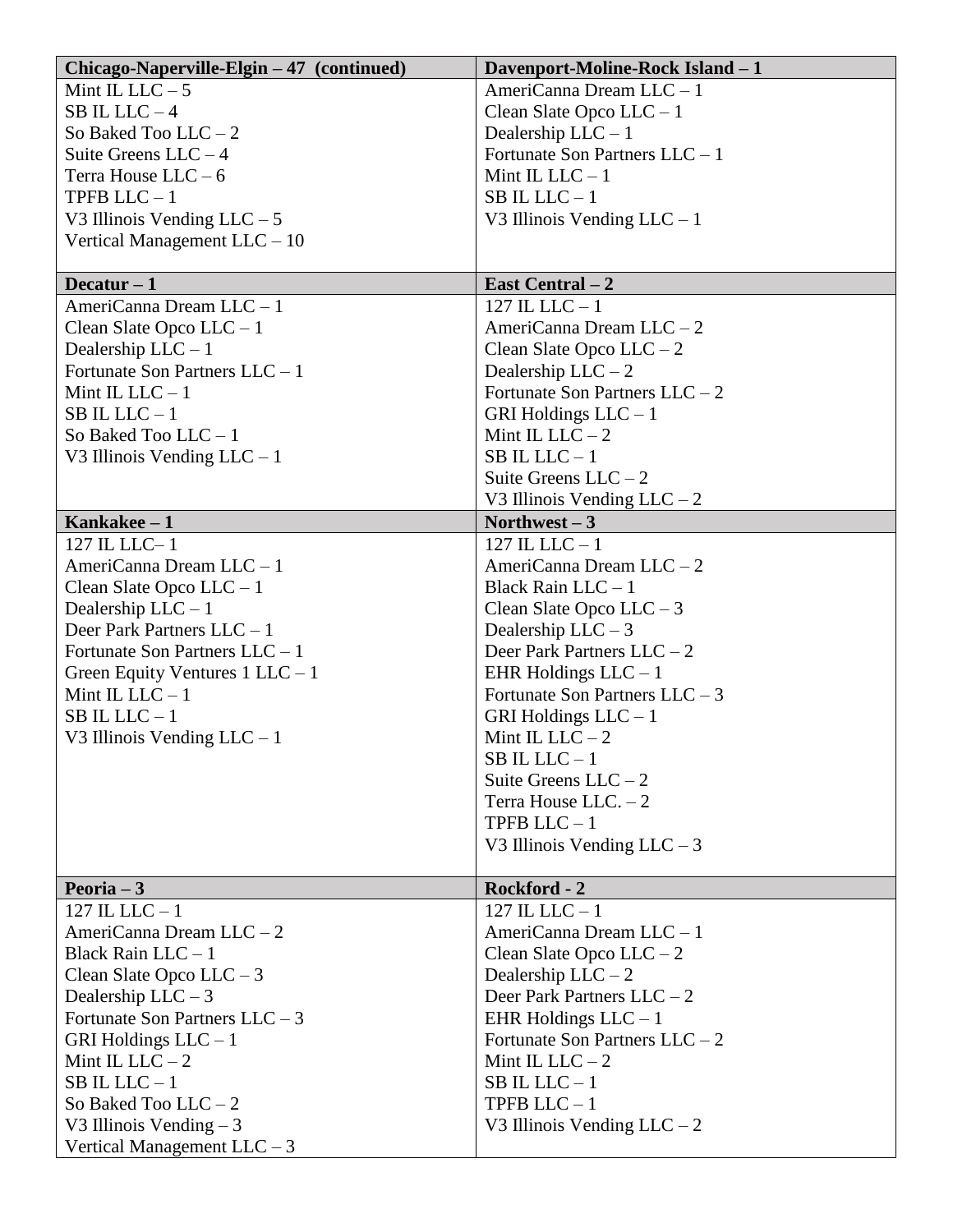| Chicago-Naperville-Elgin – 47 (continued) | Davenport-Moline-Rock Island – 1 |
|---|---|
| Mint IL LLC – 5<br>SB IL LLC – 4<br>So Baked Too LLC – 2<br>Suite Greens LLC – 4<br>Terra House LLC – 6<br>TPFB LLC – 1<br>V3 Illinois Vending LLC – 5<br>Vertical Management LLC – 10 | AmeriCanna Dream LLC – 1<br>Clean Slate Opco LLC – 1<br>Dealership LLC – 1<br>Fortunate Son Partners LLC – 1<br>Mint IL LLC – 1<br>SB IL LLC – 1<br>V3 Illinois Vending LLC – 1 |
| **Decatur – 1** | **East Central – 2** |
| AmeriCanna Dream LLC – 1<br>Clean Slate Opco LLC – 1<br>Dealership LLC – 1<br>Fortunate Son Partners LLC – 1<br>Mint IL LLC – 1<br>SB IL LLC – 1<br>So Baked Too LLC – 1<br>V3 Illinois Vending LLC – 1 | 127 IL LLC – 1<br>AmeriCanna Dream LLC – 2<br>Clean Slate Opco LLC – 2<br>Dealership LLC – 2<br>Fortunate Son Partners LLC – 2<br>GRI Holdings LLC – 1<br>Mint IL LLC – 2<br>SB IL LLC – 1<br>Suite Greens LLC – 2<br>V3 Illinois Vending LLC – 2 |
| **Kankakee – 1** | **Northwest – 3** |
| 127 IL LLC– 1<br>AmeriCanna Dream LLC – 1<br>Clean Slate Opco LLC – 1<br>Dealership LLC – 1<br>Deer Park Partners LLC – 1<br>Fortunate Son Partners LLC – 1<br>Green Equity Ventures 1 LLC – 1<br>Mint IL LLC – 1<br>SB IL LLC – 1<br>V3 Illinois Vending LLC – 1 | 127 IL LLC – 1<br>AmeriCanna Dream LLC – 2<br>Black Rain LLC – 1<br>Clean Slate Opco LLC – 3<br>Dealership LLC – 3<br>Deer Park Partners LLC – 2<br>EHR Holdings LLC – 1<br>Fortunate Son Partners LLC – 3<br>GRI Holdings LLC – 1<br>Mint IL LLC – 2<br>SB IL LLC – 1<br>Suite Greens LLC – 2<br>Terra House LLC. – 2<br>TPFB LLC – 1<br>V3 Illinois Vending LLC – 3 |
| **Peoria – 3** | **Rockford - 2** |
| 127 IL LLC – 1<br>AmeriCanna Dream LLC – 2<br>Black Rain LLC – 1<br>Clean Slate Opco LLC – 3<br>Dealership LLC – 3<br>Fortunate Son Partners LLC – 3<br>GRI Holdings LLC – 1<br>Mint IL LLC – 2<br>SB IL LLC – 1<br>So Baked Too LLC – 2<br>V3 Illinois Vending – 3<br>Vertical Management LLC – 3 | 127 IL LLC – 1<br>AmeriCanna Dream LLC – 1<br>Clean Slate Opco LLC – 2<br>Dealership LLC – 2<br>Deer Park Partners LLC – 2<br>EHR Holdings LLC – 1<br>Fortunate Son Partners LLC – 2<br>Mint IL LLC – 2<br>SB IL LLC – 1<br>TPFB LLC – 1<br>V3 Illinois Vending LLC – 2 |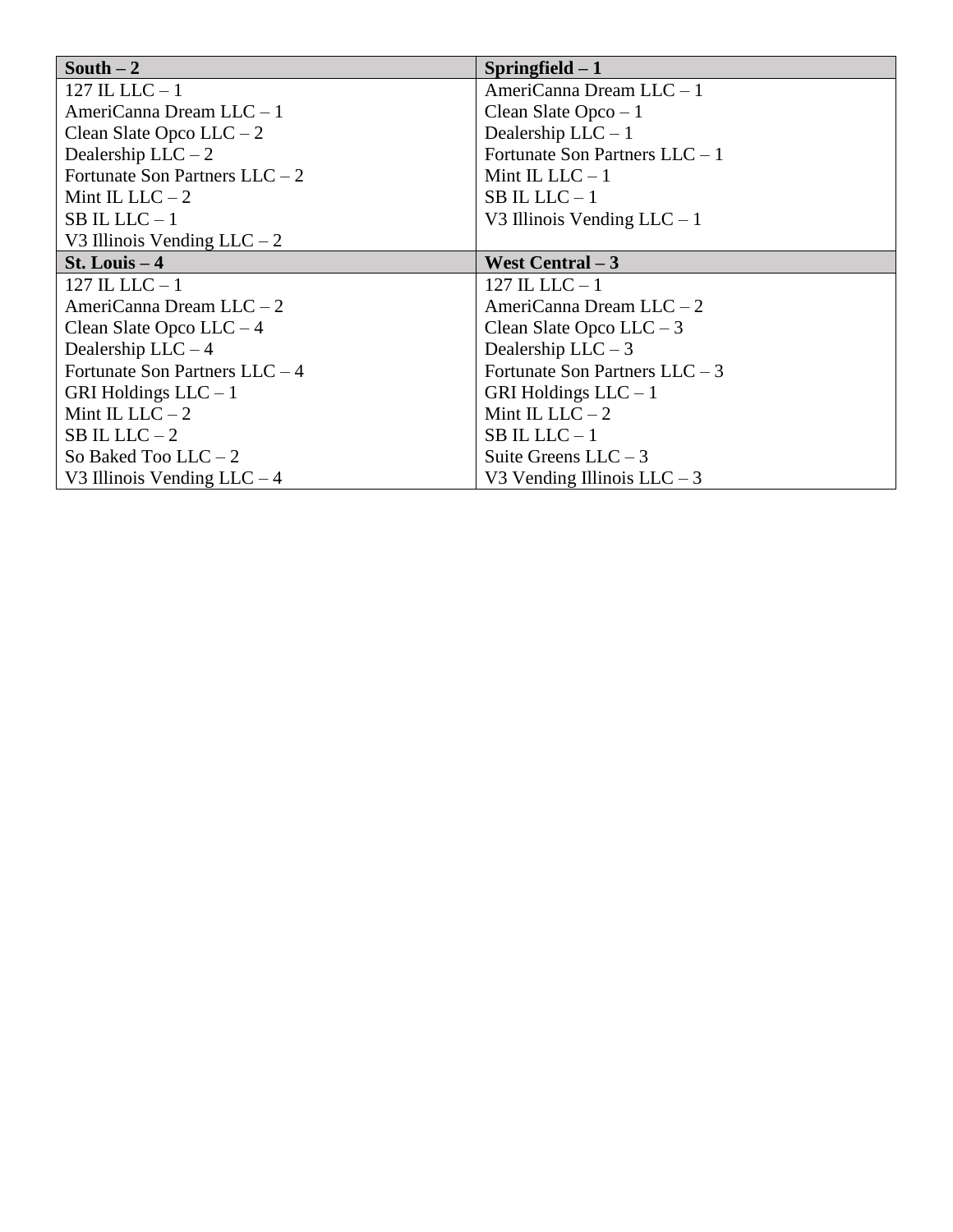| South – 2 | Springfield – 1 |
|---|---|
| 127 IL LLC – 1 | AmeriCanna Dream LLC – 1 |
| AmeriCanna Dream LLC – 1 | Clean Slate Opco – 1 |
| Clean Slate Opco LLC – 2 | Dealership LLC – 1 |
| Dealership LLC – 2 | Fortunate Son Partners LLC – 1 |
| Fortunate Son Partners LLC – 2 | Mint IL LLC – 1 |
| Mint IL LLC – 2 | SB IL LLC – 1 |
| SB IL LLC – 1 | V3 Illinois Vending LLC – 1 |
| V3 Illinois Vending LLC – 2 | |
| **St. Louis – 4** | **West Central – 3** |
| 127 IL LLC – 1 | 127 IL LLC – 1 |
| AmeriCanna Dream LLC – 2 | AmeriCanna Dream LLC – 2 |
| Clean Slate Opco LLC – 4 | Clean Slate Opco LLC – 3 |
| Dealership LLC – 4 | Dealership LLC – 3 |
| Fortunate Son Partners LLC – 4 | Fortunate Son Partners LLC – 3 |
| GRI Holdings LLC – 1 | GRI Holdings LLC – 1 |
| Mint IL LLC – 2 | Mint IL LLC – 2 |
| SB IL LLC – 2 | SB IL LLC – 1 |
| So Baked Too LLC – 2 | Suite Greens LLC – 3 |
| V3 Illinois Vending LLC – 4 | V3 Vending Illinois LLC – 3 |